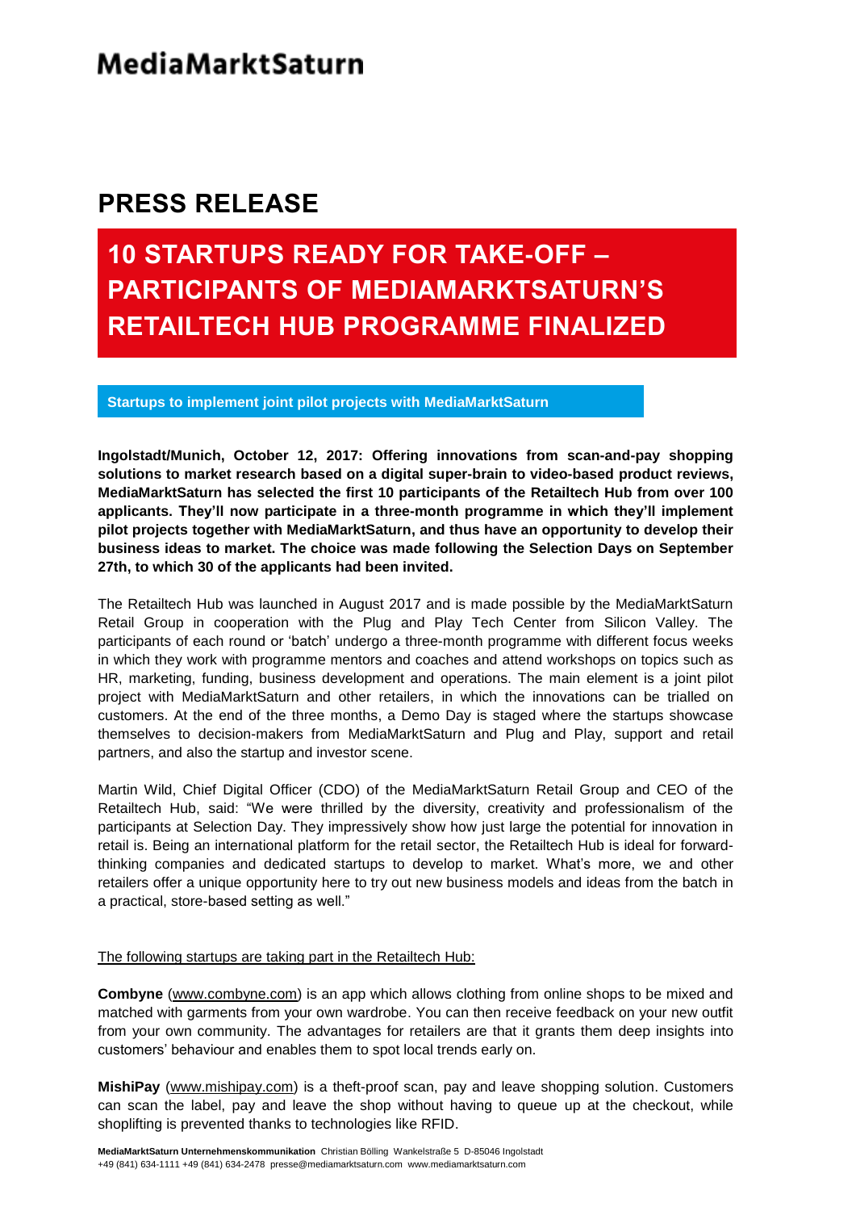# MediaMarktSaturn

## PRESS RELEASE

# 10 STARTUPS READY FOR TAKE-OFF – PARTICIPANTS OF MEDIAMARKTSATURN'S RETAILTECH HUB PROGRAMME FINALIZED

**Startups to implement joint pilot projects with MediaMarktSaturn**

**Ingolstadt/Munich, October 12, 2017: Offering innovations from scan-and-pay shopping solutions to market research based on a digital super-brain to video-based product reviews, MediaMarktSaturn has selected the first 10 participants of the Retailtech Hub from over 100 applicants. They'll now participate in a three-month programme in which they'll implement pilot projects together with MediaMarktSaturn, and thus have an opportunity to develop their business ideas to market. The choice was made following the Selection Days on September 27th, to which 30 of the applicants had been invited.**

The Retailtech Hub was launched in August 2017 and is made possible by the MediaMarktSaturn Retail Group in cooperation with the Plug and Play Tech Center from Silicon Valley. The participants of each round or 'batch' undergo a three-month programme with different focus weeks in which they work with programme mentors and coaches and attend workshops on topics such as HR, marketing, funding, business development and operations. The main element is a joint pilot project with MediaMarktSaturn and other retailers, in which the innovations can be trialled on customers. At the end of the three months, a Demo Day is staged where the startups showcase themselves to decision-makers from MediaMarktSaturn and Plug and Play, support and retail partners, and also the startup and investor scene.

Martin Wild, Chief Digital Officer (CDO) of the MediaMarktSaturn Retail Group and CEO of the Retailtech Hub, said: "We were thrilled by the diversity, creativity and professionalism of the participants at Selection Day. They impressively show how just large the potential for innovation in retail is. Being an international platform for the retail sector, the Retailtech Hub is ideal for forward-thinking companies and dedicated startups to develop to market. What's more, we and other retailers offer a unique opportunity here to try out new business models and ideas from the batch in a practical, store-based setting as well."

The following startups are taking part in the Retailtech Hub:

**Combyne** (www.combyne.com) is an app which allows clothing from online shops to be mixed and matched with garments from your own wardrobe. You can then receive feedback on your new outfit from your own community. The advantages for retailers are that it grants them deep insights into customers' behaviour and enables them to spot local trends early on.

**MishiPay** (www.mishipay.com) is a theft-proof scan, pay and leave shopping solution. Customers can scan the label, pay and leave the shop without having to queue up at the checkout, while shoplifting is prevented thanks to technologies like RFID.

**MediaMarktSaturn Unternehmenskommunikation** Christian Bölling Wankelstraße 5 D-85046 Ingolstadt
+49 (841) 634-1111 +49 (841) 634-2478 presse@mediamarktsaturn.com www.mediamarktsaturn.com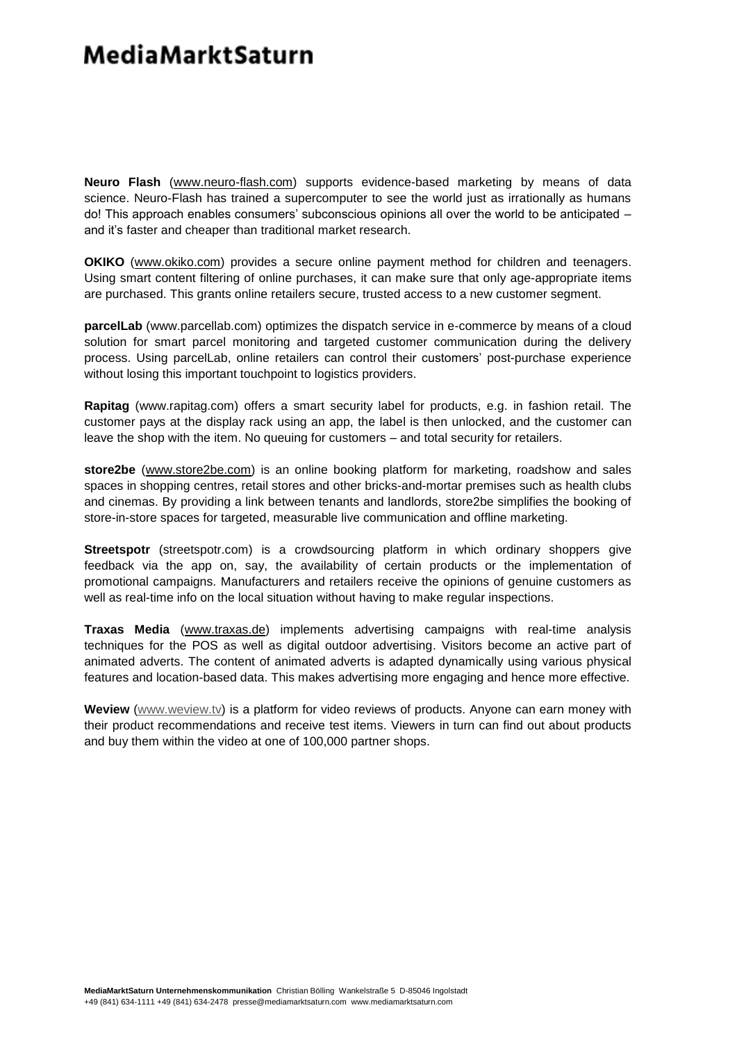**Neuro Flash** (www.neuro-flash.com) supports evidence-based marketing by means of data science. Neuro-Flash has trained a supercomputer to see the world just as irrationally as humans do! This approach enables consumers' subconscious opinions all over the world to be anticipated – and it's faster and cheaper than traditional market research.

**OKIKO** (www.okiko.com) provides a secure online payment method for children and teenagers. Using smart content filtering of online purchases, it can make sure that only age-appropriate items are purchased. This grants online retailers secure, trusted access to a new customer segment.

**parcelLab** (www.parcellab.com) optimizes the dispatch service in e-commerce by means of a cloud solution for smart parcel monitoring and targeted customer communication during the delivery process. Using parcelLab, online retailers can control their customers' post-purchase experience without losing this important touchpoint to logistics providers.

**Rapitag** (www.rapitag.com) offers a smart security label for products, e.g. in fashion retail. The customer pays at the display rack using an app, the label is then unlocked, and the customer can leave the shop with the item. No queuing for customers – and total security for retailers.

**store2be** (www.store2be.com) is an online booking platform for marketing, roadshow and sales spaces in shopping centres, retail stores and other bricks-and-mortar premises such as health clubs and cinemas. By providing a link between tenants and landlords, store2be simplifies the booking of store-in-store spaces for targeted, measurable live communication and offline marketing.

**Streetspotr** (streetspotr.com) is a crowdsourcing platform in which ordinary shoppers give feedback via the app on, say, the availability of certain products or the implementation of promotional campaigns. Manufacturers and retailers receive the opinions of genuine customers as well as real-time info on the local situation without having to make regular inspections.

**Traxas Media** (www.traxas.de) implements advertising campaigns with real-time analysis techniques for the POS as well as digital outdoor advertising. Visitors become an active part of animated adverts. The content of animated adverts is adapted dynamically using various physical features and location-based data. This makes advertising more engaging and hence more effective.

**Weview** (www.weview.tv) is a platform for video reviews of products. Anyone can earn money with their product recommendations and receive test items. Viewers in turn can find out about products and buy them within the video at one of 100,000 partner shops.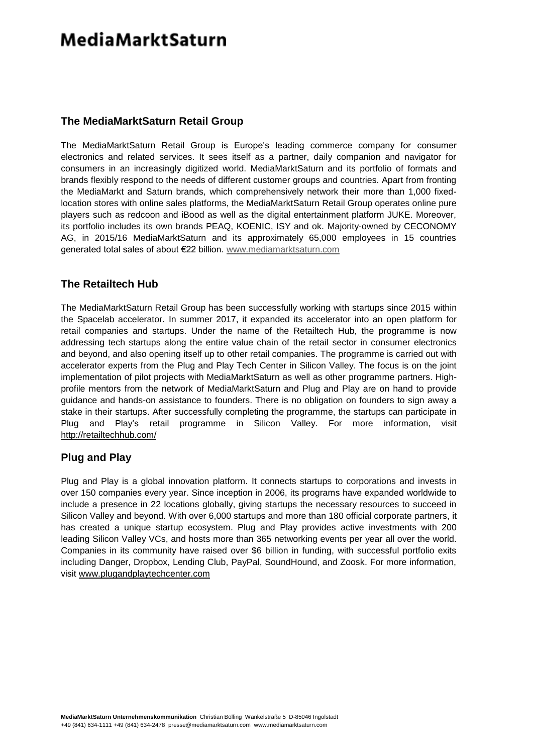## The MediaMarktSaturn Retail Group

The MediaMarktSaturn Retail Group is Europe's leading commerce company for consumer electronics and related services. It sees itself as a partner, daily companion and navigator for consumers in an increasingly digitized world. MediaMarktSaturn and its portfolio of formats and brands flexibly respond to the needs of different customer groups and countries. Apart from fronting the MediaMarkt and Saturn brands, which comprehensively network their more than 1,000 fixed-location stores with online sales platforms, the MediaMarktSaturn Retail Group operates online pure players such as redcoon and iBood as well as the digital entertainment platform JUKE. Moreover, its portfolio includes its own brands PEAQ, KOENIC, ISY and ok. Majority-owned by CECONOMY AG, in 2015/16 MediaMarktSaturn and its approximately 65,000 employees in 15 countries generated total sales of about €22 billion. www.mediamarktsaturn.com

## The Retailtech Hub

The MediaMarktSaturn Retail Group has been successfully working with startups since 2015 within the Spacelab accelerator. In summer 2017, it expanded its accelerator into an open platform for retail companies and startups. Under the name of the Retailtech Hub, the programme is now addressing tech startups along the entire value chain of the retail sector in consumer electronics and beyond, and also opening itself up to other retail companies. The programme is carried out with accelerator experts from the Plug and Play Tech Center in Silicon Valley. The focus is on the joint implementation of pilot projects with MediaMarktSaturn as well as other programme partners. High-profile mentors from the network of MediaMarktSaturn and Plug and Play are on hand to provide guidance and hands-on assistance to founders. There is no obligation on founders to sign away a stake in their startups. After successfully completing the programme, the startups can participate in Plug and Play's retail programme in Silicon Valley. For more information, visit http://retailtechhub.com/

## Plug and Play

Plug and Play is a global innovation platform. It connects startups to corporations and invests in over 150 companies every year. Since inception in 2006, its programs have expanded worldwide to include a presence in 22 locations globally, giving startups the necessary resources to succeed in Silicon Valley and beyond. With over 6,000 startups and more than 180 official corporate partners, it has created a unique startup ecosystem. Plug and Play provides active investments with 200 leading Silicon Valley VCs, and hosts more than 365 networking events per year all over the world. Companies in its community have raised over $6 billion in funding, with successful portfolio exits including Danger, Dropbox, Lending Club, PayPal, SoundHound, and Zoosk. For more information, visit www.plugandplaytechcenter.com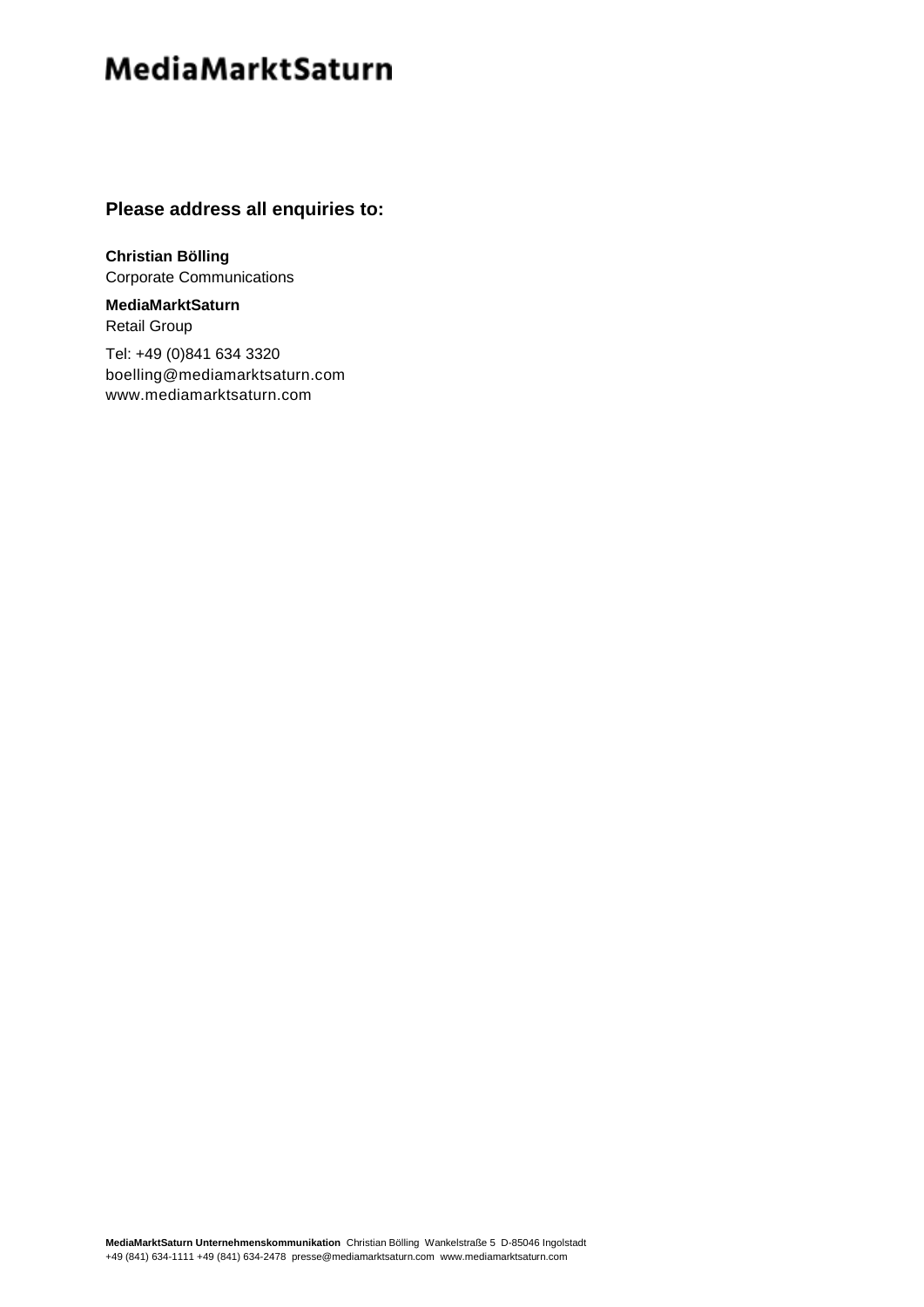# MediaMarktSaturn

## Please address all enquiries to:

**Christian Bölling**
Corporate Communications

**MediaMarktSaturn**
Retail Group

Tel: +49 (0)841 634 3320
boelling@mediamarktsaturn.com
www.mediamarktsaturn.com